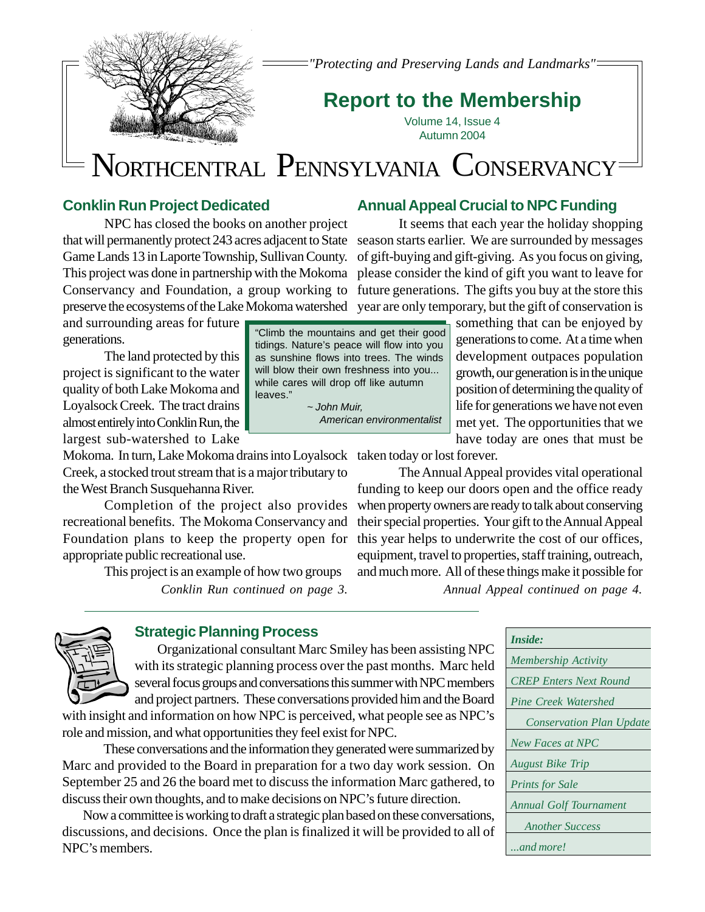*"Protecting and Preserving Lands and Landmarks"*

# Report to the Membership

Volume 14, Issue 4
Autumn 2004

# NORTHCENTRAL PENNSYLVANIA CONSERVANCY

## Conklin Run Project Dedicated

NPC has closed the books on another project that will permanently protect 243 acres adjacent to State Game Lands 13 in Laporte Township, Sullivan County. This project was done in partnership with the Mokoma Conservancy and Foundation, a group working to preserve the ecosystems of the Lake Mokoma watershed and surrounding areas for future generations.

The land protected by this project is significant to the water quality of both Lake Mokoma and Loyalsock Creek. The tract drains almost entirely into Conklin Run, the largest sub-watershed to Lake Mokoma. In turn, Lake Mokoma drains into Loyalsock Creek, a stocked trout stream that is a major tributary to the West Branch Susquehanna River.

Completion of the project also provides recreational benefits. The Mokoma Conservancy and Foundation plans to keep the property open for appropriate public recreational use.

This project is an example of how two groups

*Conklin Run continued on page 3.*

## Annual Appeal Crucial to NPC Funding

It seems that each year the holiday shopping season starts earlier. We are surrounded by messages of gift-buying and gift-giving. As you focus on giving, please consider the kind of gift you want to leave for future generations. The gifts you buy at the store this year are only temporary, but the gift of conservation is something that can be enjoyed by generations to come. At a time when development outpaces population growth, our generation is in the unique position of determining the quality of life for generations we have not even met yet. The opportunities that we have today are ones that must be taken today or lost forever.

The Annual Appeal provides vital operational funding to keep our doors open and the office ready when property owners are ready to talk about conserving their special properties. Your gift to the Annual Appeal this year helps to underwrite the cost of our offices, equipment, travel to properties, staff training, outreach, and much more. All of these things make it possible for

*Annual Appeal continued on page 4.*

> "Climb the mountains and get their good tidings. Nature's peace will flow into you as sunshine flows into trees. The winds will blow their own freshness into you... while cares will drop off like autumn leaves."
>
> *~ John Muir, American environmentalist*

## Strategic Planning Process

Organizational consultant Marc Smiley has been assisting NPC with its strategic planning process over the past months. Marc held several focus groups and conversations this summer with NPC members and project partners. These conversations provided him and the Board with insight and information on how NPC is perceived, what people see as NPC's role and mission, and what opportunities they feel exist for NPC.

These conversations and the information they generated were summarized by Marc and provided to the Board in preparation for a two day work session. On September 25 and 26 the board met to discuss the information Marc gathered, to discuss their own thoughts, and to make decisions on NPC's future direction.

Now a committee is working to draft a strategic plan based on these conversations, discussions, and decisions. Once the plan is finalized it will be provided to all of NPC's members.

***Inside:***

- *Membership Activity*
- *CREP Enters Next Round*
- *Pine Creek Watershed Conservation Plan Update*
- *New Faces at NPC*
- *August Bike Trip*
- *Prints for Sale*
- *Annual Golf Tournament Another Success*
- *...and more!*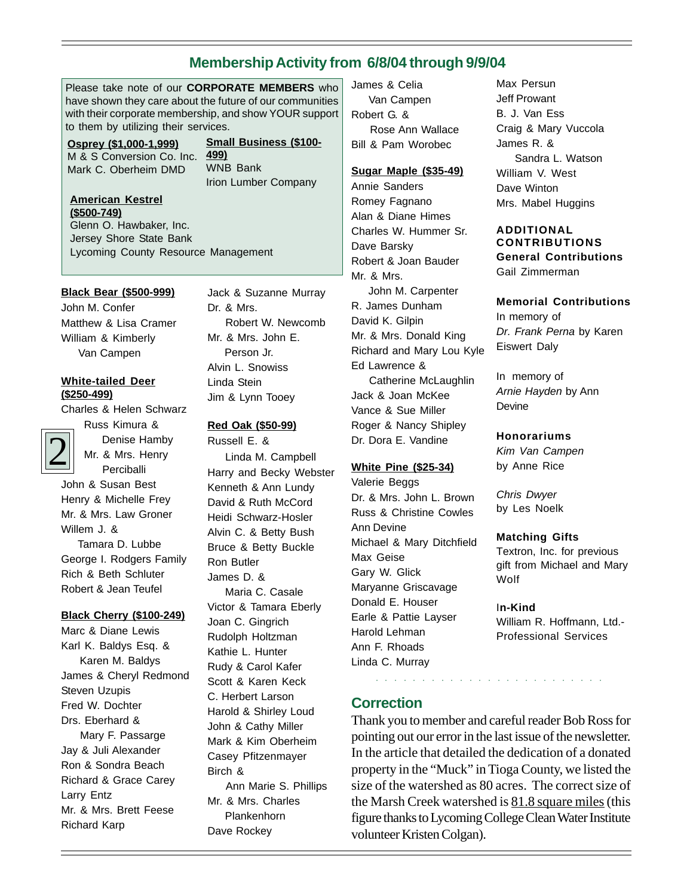## Membership Activity from 6/8/04 through 9/9/04

Please take note of our **CORPORATE MEMBERS** who have shown they care about the future of our communities with their corporate membership, and show YOUR support to them by utilizing their services.

**Osprey ($1,000-1,999)**
M & S Conversion Co. Inc.
Mark C. Oberheim DMD

**Small Business ($100-499)**
WNB Bank
Irion Lumber Company

**American Kestrel ($500-749)**
Glenn O. Hawbaker, Inc.
Jersey Shore State Bank
Lycoming County Resource Management

**Black Bear ($500-999)**
John M. Confer
Matthew & Lisa Cramer
William & Kimberly Van Campen

**White-tailed Deer ($250-499)**
Charles & Helen Schwarz
Russ Kimura & Denise Hamby
Mr. & Mrs. Henry Perciballi
John & Susan Best
Henry & Michelle Frey
Mr. & Mrs. Law Groner
Willem J. & Tamara D. Lubbe
George I. Rodgers Family
Rich & Beth Schluter
Robert & Jean Teufel

**Black Cherry ($100-249)**
Marc & Diane Lewis
Karl K. Baldys Esq. & Karen M. Baldys
James & Cheryl Redmond
Steven Uzupis
Fred W. Dochter
Drs. Eberhard & Mary F. Passarge
Jay & Juli Alexander
Ron & Sondra Beach
Richard & Grace Carey
Larry Entz
Mr. & Mrs. Brett Feese
Richard Karp
Jack & Suzanne Murray
Dr. & Mrs. Robert W. Newcomb
Mr. & Mrs. John E. Person Jr.
Alvin L. Snowiss
Linda Stein
Jim & Lynn Tooey

**Red Oak ($50-99)**
Russell E. & Linda M. Campbell
Harry and Becky Webster
Kenneth & Ann Lundy
David & Ruth McCord
Heidi Schwarz-Hosler
Alvin C. & Betty Bush
Bruce & Betty Buckle
Ron Butler
James D. & Maria C. Casale
Victor & Tamara Eberly
Joan C. Gingrich
Rudolph Holtzman
Kathie L. Hunter
Rudy & Carol Kafer
Scott & Karen Keck
C. Herbert Larson
Harold & Shirley Loud
John & Cathy Miller
Mark & Kim Oberheim
Casey Pfitzenmayer
Birch & Ann Marie S. Phillips
Mr. & Mrs. Charles Plankenhorn
Dave Rockey
James & Celia Van Campen
Robert G. & Rose Ann Wallace
Bill & Pam Worobec

**Sugar Maple ($35-49)**
Annie Sanders
Romey Fagnano
Alan & Diane Himes
Charles W. Hummer Sr.
Dave Barsky
Robert & Joan Bauder
Mr. & Mrs. John M. Carpenter
R. James Dunham
David K. Gilpin
Mr. & Mrs. Donald King
Richard and Mary Lou Kyle
Ed Lawrence & Catherine McLaughlin
Jack & Joan McKee
Vance & Sue Miller
Roger & Nancy Shipley
Dr. Dora E. Vandine

**White Pine ($25-34)**
Valerie Beggs
Dr. & Mrs. John L. Brown
Russ & Christine Cowles
Ann Devine
Michael & Mary Ditchfield
Max Geise
Gary W. Glick
Maryanne Griscavage
Donald E. Houser
Earle & Pattie Layser
Harold Lehman
Ann F. Rhoads
Linda C. Murray
Max Persun
Jeff Prowant
B. J. Van Ess
Craig & Mary Vuccola
James R. & Sandra L. Watson
William V. West
Dave Winton
Mrs. Mabel Huggins

**ADDITIONAL CONTRIBUTIONS**

**General Contributions**
Gail Zimmerman

**Memorial Contributions**
In memory of *Dr. Frank Perna* by Karen Eiswert Daly

In memory of *Arnie Hayden* by Ann Devine

**Honorariums**
*Kim Van Campen* by Anne Rice

*Chris Dwyer* by Les Noelk

**Matching Gifts**
Textron, Inc. for previous gift from Michael and Mary Wolf

**In-Kind**
William R. Hoffmann, Ltd.-Professional Services

## Correction

Thank you to member and careful reader Bob Ross for pointing out our error in the last issue of the newsletter. In the article that detailed the dedication of a donated property in the "Muck" in Tioga County, we listed the size of the watershed as 80 acres. The correct size of the Marsh Creek watershed is 81.8 square miles (this figure thanks to Lycoming College Clean Water Institute volunteer Kristen Colgan).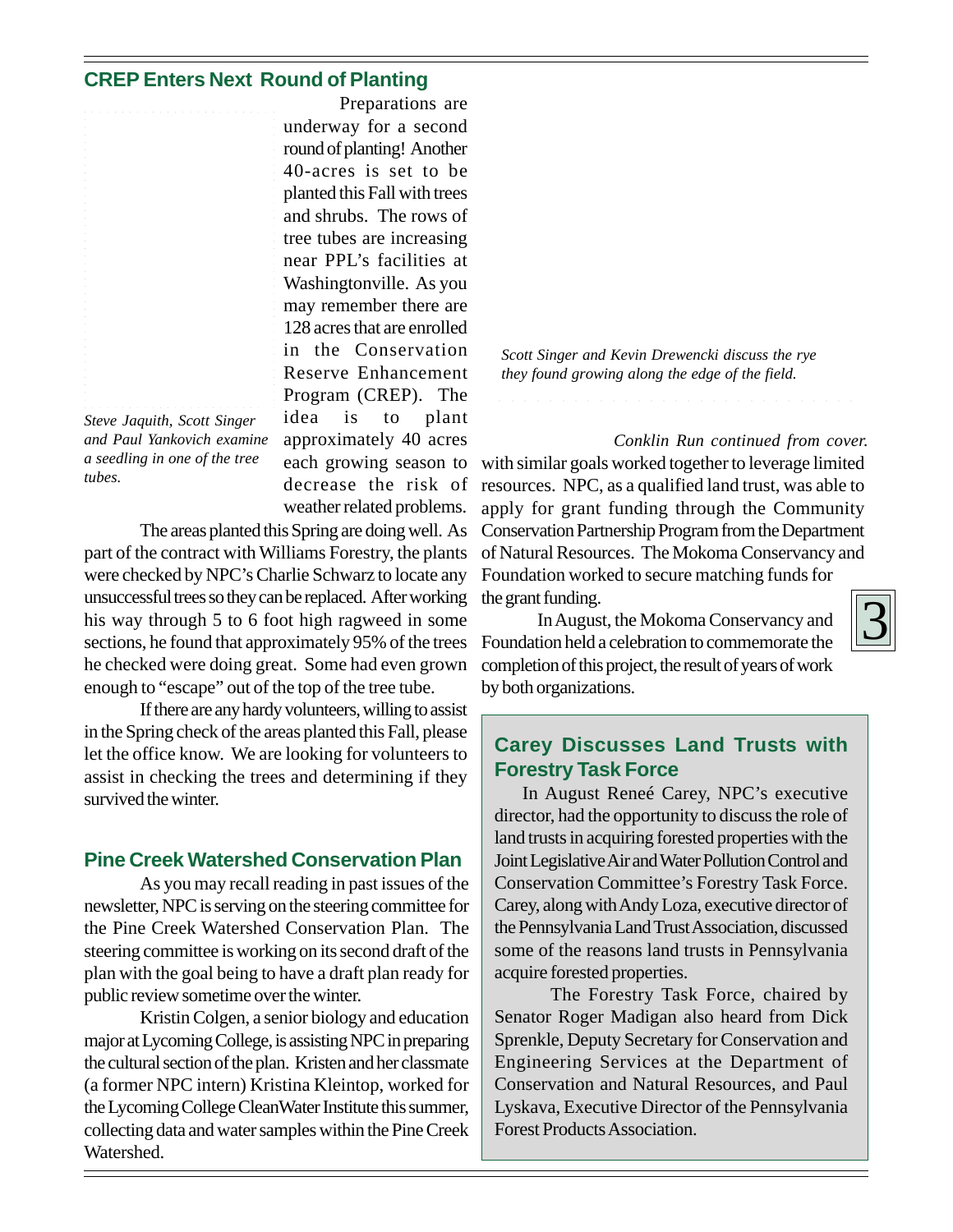## CREP Enters Next Round of Planting

Preparations are underway for a second round of planting! Another 40-acres is set to be planted this Fall with trees and shrubs. The rows of tree tubes are increasing near PPL's facilities at Washingtonville. As you may remember there are 128 acres that are enrolled in the Conservation Reserve Enhancement Program (CREP). The idea is to plant approximately 40 acres each growing season to decrease the risk of weather related problems.

*Steve Jaquith, Scott Singer and Paul Yankovich examine a seedling in one of the tree tubes.*

The areas planted this Spring are doing well. As part of the contract with Williams Forestry, the plants were checked by NPC's Charlie Schwarz to locate any unsuccessful trees so they can be replaced. After working his way through 5 to 6 foot high ragweed in some sections, he found that approximately 95% of the trees he checked were doing great. Some had even grown enough to "escape" out of the top of the tree tube.

If there are any hardy volunteers, willing to assist in the Spring check of the areas planted this Fall, please let the office know. We are looking for volunteers to assist in checking the trees and determining if they survived the winter.

## Pine Creek Watershed Conservation Plan

As you may recall reading in past issues of the newsletter, NPC is serving on the steering committee for the Pine Creek Watershed Conservation Plan. The steering committee is working on its second draft of the plan with the goal being to have a draft plan ready for public review sometime over the winter.

Kristin Colgen, a senior biology and education major at Lycoming College, is assisting NPC in preparing the cultural section of the plan. Kristen and her classmate (a former NPC intern) Kristina Kleintop, worked for the Lycoming College Clean Water Institute this summer, collecting data and water samples within the Pine Creek Watershed.

*Scott Singer and Kevin Drewencki discuss the rye they found growing along the edge of the field.*

*Conklin Run continued from cover.*

with similar goals worked together to leverage limited resources. NPC, as a qualified land trust, was able to apply for grant funding through the Community Conservation Partnership Program from the Department of Natural Resources. The Mokoma Conservancy and Foundation worked to secure matching funds for the grant funding.

In August, the Mokoma Conservancy and Foundation held a celebration to commemorate the completion of this project, the result of years of work by both organizations.

## Carey Discusses Land Trusts with Forestry Task Force

In August Reneé Carey, NPC's executive director, had the opportunity to discuss the role of land trusts in acquiring forested properties with the Joint Legislative Air and Water Pollution Control and Conservation Committee's Forestry Task Force. Carey, along with Andy Loza, executive director of the Pennsylvania Land Trust Association, discussed some of the reasons land trusts in Pennsylvania acquire forested properties.

The Forestry Task Force, chaired by Senator Roger Madigan also heard from Dick Sprenkle, Deputy Secretary for Conservation and Engineering Services at the Department of Conservation and Natural Resources, and Paul Lyskava, Executive Director of the Pennsylvania Forest Products Association.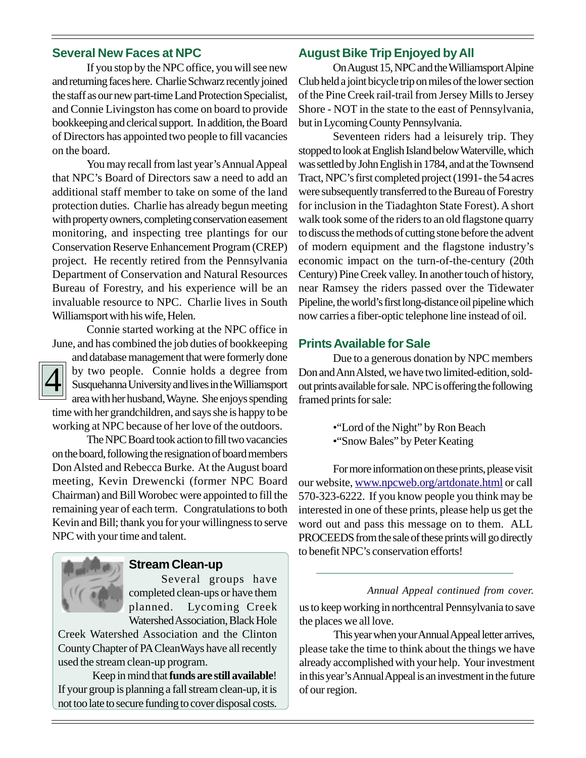## Several New Faces at NPC

If you stop by the NPC office, you will see new and returning faces here. Charlie Schwarz recently joined the staff as our new part-time Land Protection Specialist, and Connie Livingston has come on board to provide bookkeeping and clerical support. In addition, the Board of Directors has appointed two people to fill vacancies on the board.

You may recall from last year's Annual Appeal that NPC's Board of Directors saw a need to add an additional staff member to take on some of the land protection duties. Charlie has already begun meeting with property owners, completing conservation easement monitoring, and inspecting tree plantings for our Conservation Reserve Enhancement Program (CREP) project. He recently retired from the Pennsylvania Department of Conservation and Natural Resources Bureau of Forestry, and his experience will be an invaluable resource to NPC. Charlie lives in South Williamsport with his wife, Helen.

Connie started working at the NPC office in June, and has combined the job duties of bookkeeping and database management that were formerly done by two people. Connie holds a degree from Susquehanna University and lives in the Williamsport area with her husband, Wayne. She enjoys spending time with her grandchildren, and says she is happy to be working at NPC because of her love of the outdoors.

The NPC Board took action to fill two vacancies on the board, following the resignation of board members Don Alsted and Rebecca Burke. At the August board meeting, Kevin Drewencki (former NPC Board Chairman) and Bill Worobec were appointed to fill the remaining year of each term. Congratulations to both Kevin and Bill; thank you for your willingness to serve NPC with your time and talent.

## Stream Clean-up

Several groups have completed clean-ups or have them planned. Lycoming Creek Watershed Association, Black Hole Creek Watershed Association and the Clinton County Chapter of PA CleanWays have all recently used the stream clean-up program.

Keep in mind that **funds are still available**! If your group is planning a fall stream clean-up, it is not too late to secure funding to cover disposal costs.

## August Bike Trip Enjoyed by All

On August 15, NPC and the Williamsport Alpine Club held a joint bicycle trip on miles of the lower section of the Pine Creek rail-trail from Jersey Mills to Jersey Shore - NOT in the state to the east of Pennsylvania, but in Lycoming County Pennsylvania.

Seventeen riders had a leisurely trip. They stopped to look at English Island below Waterville, which was settled by John English in 1784, and at the Townsend Tract, NPC's first completed project (1991- the 54 acres were subsequently transferred to the Bureau of Forestry for inclusion in the Tiadaghton State Forest). A short walk took some of the riders to an old flagstone quarry to discuss the methods of cutting stone before the advent of modern equipment and the flagstone industry's economic impact on the turn-of-the-century (20th Century) Pine Creek valley. In another touch of history, near Ramsey the riders passed over the Tidewater Pipeline, the world's first long-distance oil pipeline which now carries a fiber-optic telephone line instead of oil.

## Prints Available for Sale

Due to a generous donation by NPC members Don and Ann Alsted, we have two limited-edition, sold-out prints available for sale. NPC is offering the following framed prints for sale:

- "Lord of the Night" by Ron Beach
- "Snow Bales" by Peter Keating

For more information on these prints, please visit our website, www.npcweb.org/artdonate.html or call 570-323-6222. If you know people you think may be interested in one of these prints, please help us get the word out and pass this message on to them. ALL PROCEEDS from the sale of these prints will go directly to benefit NPC's conservation efforts!

---

*Annual Appeal continued from cover.*

us to keep working in northcentral Pennsylvania to save the places we all love.

This year when your Annual Appeal letter arrives, please take the time to think about the things we have already accomplished with your help. Your investment in this year's Annual Appeal is an investment in the future of our region.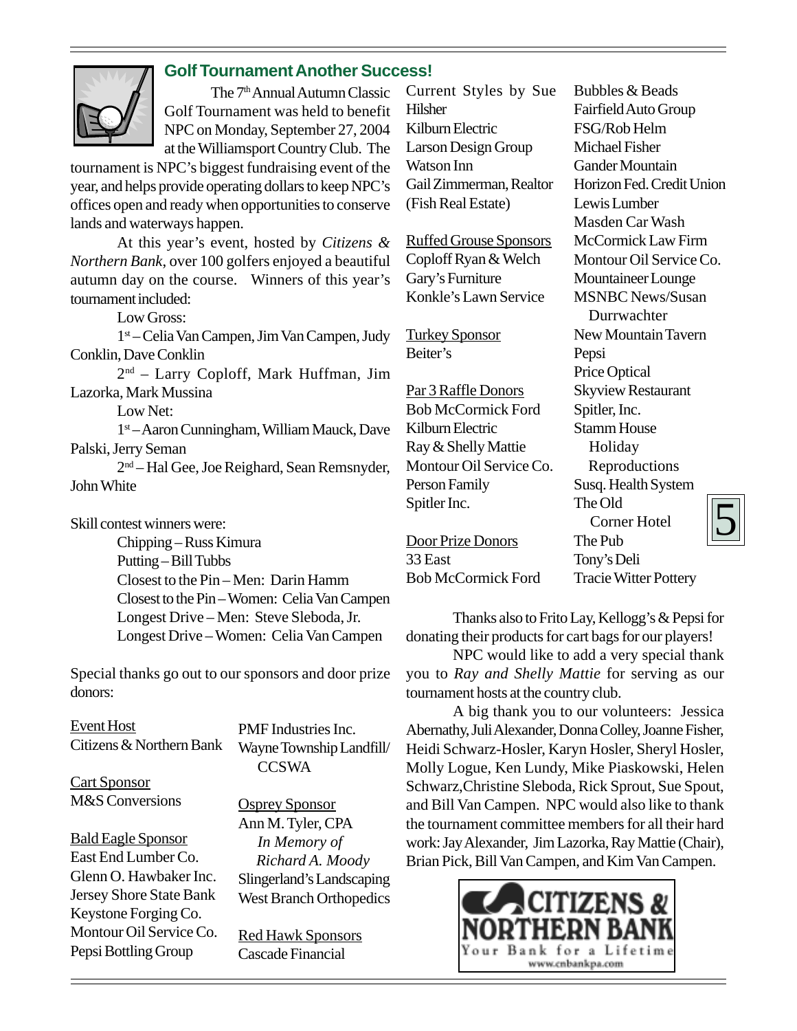## Golf Tournament Another Success!

The 7th Annual Autumn Classic Golf Tournament was held to benefit NPC on Monday, September 27, 2004 at the Williamsport Country Club. The tournament is NPC's biggest fundraising event of the year, and helps provide operating dollars to keep NPC's offices open and ready when opportunities to conserve lands and waterways happen.

At this year's event, hosted by *Citizens & Northern Bank*, over 100 golfers enjoyed a beautiful autumn day on the course. Winners of this year's tournament included:

Low Gross:

1st – Celia Van Campen, Jim Van Campen, Judy Conklin, Dave Conklin

2nd – Larry Coploff, Mark Huffman, Jim Lazorka, Mark Mussina

Low Net:

1st – Aaron Cunningham, William Mauck, Dave Palski, Jerry Seman

2nd – Hal Gee, Joe Reighard, Sean Remsnyder, John White

Skill contest winners were:

- Chipping – Russ Kimura
- Putting – Bill Tubbs
- Closest to the Pin – Men: Darin Hamm
- Closest to the Pin – Women: Celia Van Campen
- Longest Drive – Men: Steve Sleboda, Jr.
- Longest Drive – Women: Celia Van Campen

Special thanks go out to our sponsors and door prize donors:

Event Host
Citizens & Northern Bank

Cart Sponsor
M&S Conversions

Bald Eagle Sponsor
East End Lumber Co.
Glenn O. Hawbaker Inc.
Jersey Shore State Bank
Keystone Forging Co.
Montour Oil Service Co.
Pepsi Bottling Group
PMF Industries Inc.
Wayne Township Landfill/ CCSWA

Osprey Sponsor
Ann M. Tyler, CPA
*In Memory of Richard A. Moody*
Slingerland's Landscaping
West Branch Orthopedics

Red Hawk Sponsors
Cascade Financial
Current Styles by Sue Hilsher
Kilburn Electric
Larson Design Group
Watson Inn
Gail Zimmerman, Realtor (Fish Real Estate)

Ruffed Grouse Sponsors
Coploff Ryan & Welch
Gary's Furniture
Konkle's Lawn Service

Turkey Sponsor
Beiter's

Par 3 Raffle Donors
Bob McCormick Ford
Kilburn Electric
Ray & Shelly Mattie
Montour Oil Service Co.
Person Family
Spitler Inc.

Door Prize Donors
33 East
Bob McCormick Ford
Bubbles & Beads
Fairfield Auto Group
FSG/Rob Helm
Michael Fisher
Gander Mountain
Horizon Fed. Credit Union
Lewis Lumber
Masden Car Wash
McCormick Law Firm
Montour Oil Service Co.
Mountaineer Lounge
MSNBC News/Susan Durrwachter
New Mountain Tavern
Pepsi
Price Optical
Skyview Restaurant
Spitler, Inc.
Stamm House Holiday Reproductions
Susq. Health System
The Old Corner Hotel
The Pub
Tony's Deli
Tracie Witter Pottery

Thanks also to Frito Lay, Kellogg's & Pepsi for donating their products for cart bags for our players!

NPC would like to add a very special thank you to *Ray and Shelly Mattie* for serving as our tournament hosts at the country club.

A big thank you to our volunteers: Jessica Abernathy, Juli Alexander, Donna Colley, Joanne Fisher, Heidi Schwarz-Hosler, Karyn Hosler, Sheryl Hosler, Molly Logue, Ken Lundy, Mike Piaskowski, Helen Schwarz, Christine Sleboda, Rick Sprout, Sue Spout, and Bill Van Campen. NPC would also like to thank the tournament committee members for all their hard work: Jay Alexander, Jim Lazorka, Ray Mattie (Chair), Brian Pick, Bill Van Campen, and Kim Van Campen.

CITIZENS & NORTHERN BANK
Your Bank for a Lifetime
www.cnbankpa.com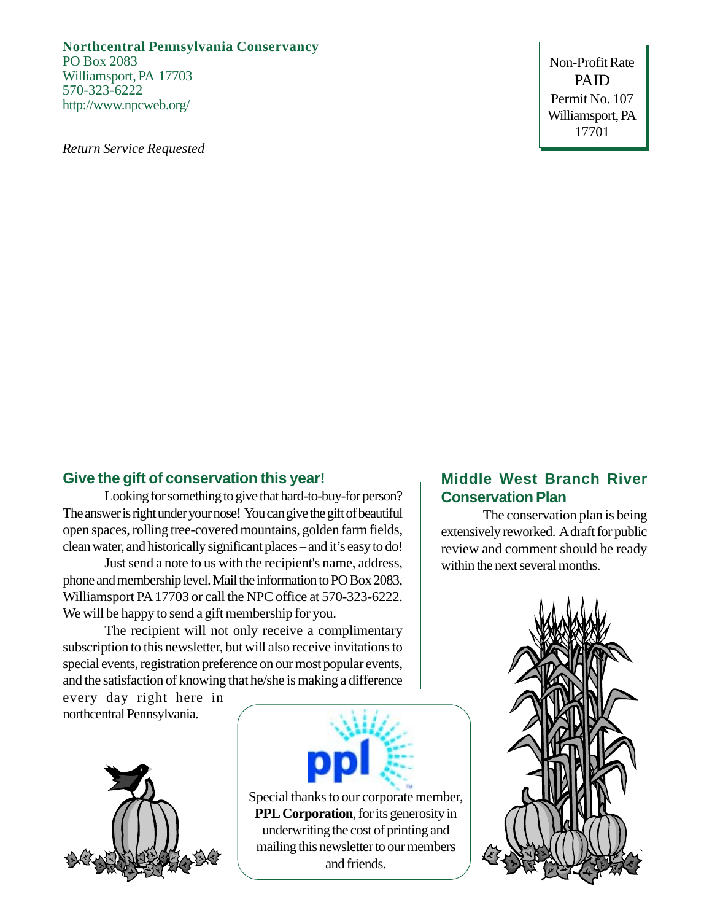**Northcentral Pennsylvania Conservancy**
PO Box 2083
Williamsport, PA 17703
570-323-6222
http://www.npcweb.org/

*Return Service Requested*

Non-Profit Rate
PAID
Permit No. 107
Williamsport, PA
17701

## Give the gift of conservation this year!

Looking for something to give that hard-to-buy-for person? The answer is right under your nose! You can give the gift of beautiful open spaces, rolling tree-covered mountains, golden farm fields, clean water, and historically significant places – and it's easy to do!

Just send a note to us with the recipient's name, address, phone and membership level. Mail the information to PO Box 2083, Williamsport PA 17703 or call the NPC office at 570-323-6222. We will be happy to send a gift membership for you.

The recipient will not only receive a complimentary subscription to this newsletter, but will also receive invitations to special events, registration preference on our most popular events, and the satisfaction of knowing that he/she is making a difference every day right here in northcentral Pennsylvania.

## Middle West Branch River Conservation Plan

The conservation plan is being extensively reworked. A draft for public review and comment should be ready within the next several months.

Special thanks to our corporate member, **PPL Corporation**, for its generosity in underwriting the cost of printing and mailing this newsletter to our members and friends.